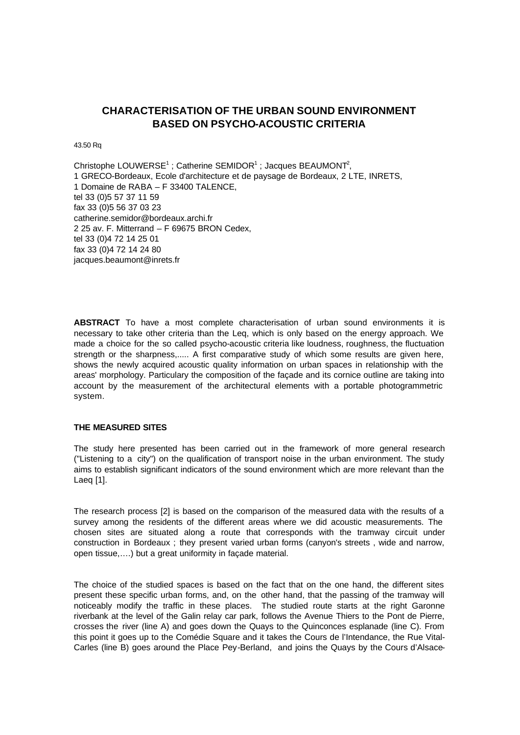# CHARACTERISATION OF THE URBAN SOUND ENVIRONMENT BASED ON PSYCHO-ACOUSTIC CRITERIA

43.50 Rq

Christophe LOUWERSE[1] ; Catherine SEMIDOR[1] ; Jacques BEAUMONT[2],
1 GRECO-Bordeaux, Ecole d'architecture et de paysage de Bordeaux, 2 LTE, INRETS,
1 Domaine de RABA – F 33400 TALENCE,
tel 33 (0)5 57 37 11 59
fax 33 (0)5 56 37 03 23
catherine.semidor@bordeaux.archi.fr
2 25 av. F. Mitterrand – F 69675 BRON Cedex,
tel 33 (0)4 72 14 25 01
fax 33 (0)4 72 14 24 80
jacques.beaumont@inrets.fr

**ABSTRACT** To have a most complete characterisation of urban sound environments it is necessary to take other criteria than the Leq, which is only based on the energy approach. We made a choice for the so called psycho-acoustic criteria like loudness, roughness, the fluctuation strength or the sharpness,..... A first comparative study of which some results are given here, shows the newly acquired acoustic quality information on urban spaces in relationship with the areas' morphology. Particulary the composition of the façade and its cornice outline are taking into account by the measurement of the architectural elements with a portable photogrammetric system.

## THE MEASURED SITES

The study here presented has been carried out in the framework of more general research ("Listening to a city") on the qualification of transport noise in the urban environment. The study aims to establish significant indicators of the sound environment which are more relevant than the Laeq [1].

The research process [2] is based on the comparison of the measured data with the results of a survey among the residents of the different areas where we did acoustic measurements. The chosen sites are situated along a route that corresponds with the tramway circuit under construction in Bordeaux ; they present varied urban forms (canyon's streets , wide and narrow, open tissue,….) but a great uniformity in façade material.

The choice of the studied spaces is based on the fact that on the one hand, the different sites present these specific urban forms, and, on the other hand, that the passing of the tramway will noticeably modify the traffic in these places. The studied route starts at the right Garonne riverbank at the level of the Galin relay car park, follows the Avenue Thiers to the Pont de Pierre, crosses the river (line A) and goes down the Quays to the Quinconces esplanade (line C). From this point it goes up to the Comédie Square and it takes the Cours de l'Intendance, the Rue Vital-Carles (line B) goes around the Place Pey-Berland, and joins the Quays by the Cours d'Alsace-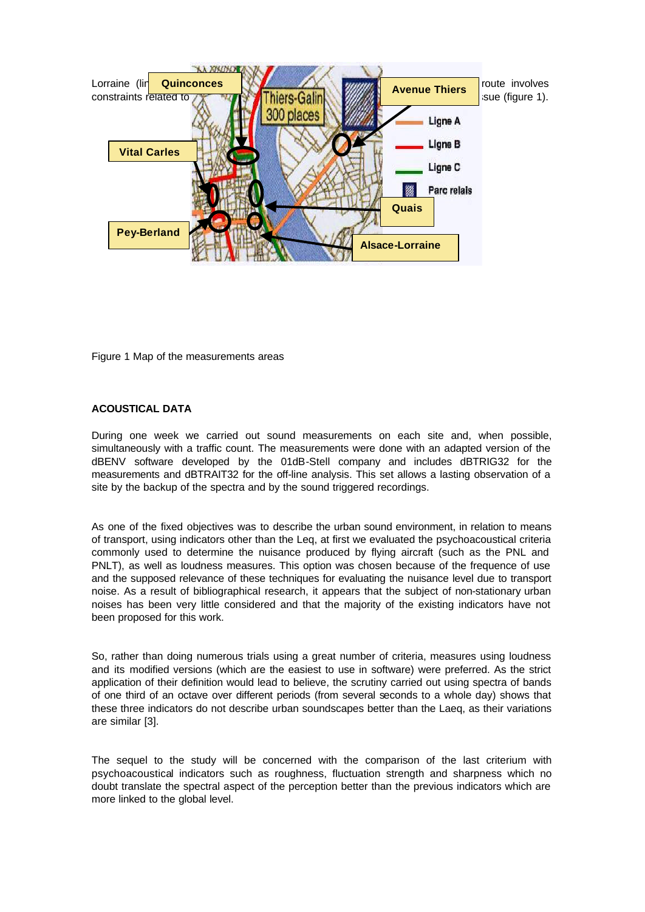Lorraine (lir ... route involves constraints related to ... sue (figure 1).

Figure 1 Map of the measurements areas

## ACOUSTICAL DATA

During one week we carried out sound measurements on each site and, when possible, simultaneously with a traffic count. The measurements were done with an adapted version of the dBENV software developed by the 01dB-Stell company and includes dBTRIG32 for the measurements and dBTRAIT32 for the off-line analysis. This set allows a lasting observation of a site by the backup of the spectra and by the sound triggered recordings.

As one of the fixed objectives was to describe the urban sound environment, in relation to means of transport, using indicators other than the Leq, at first we evaluated the psychoacoustical criteria commonly used to determine the nuisance produced by flying aircraft (such as the PNL and PNLT), as well as loudness measures. This option was chosen because of the frequence of use and the supposed relevance of these techniques for evaluating the nuisance level due to transport noise. As a result of bibliographical research, it appears that the subject of non-stationary urban noises has been very little considered and that the majority of the existing indicators have not been proposed for this work.

So, rather than doing numerous trials using a great number of criteria, measures using loudness and its modified versions (which are the easiest to use in software) were preferred. As the strict application of their definition would lead to believe, the scrutiny carried out using spectra of bands of one third of an octave over different periods (from several seconds to a whole day) shows that these three indicators do not describe urban soundscapes better than the Laeq, as their variations are similar [3].

The sequel to the study will be concerned with the comparison of the last criterium with psychoacoustical indicators such as roughness, fluctuation strength and sharpness which no doubt translate the spectral aspect of the perception better than the previous indicators which are more linked to the global level.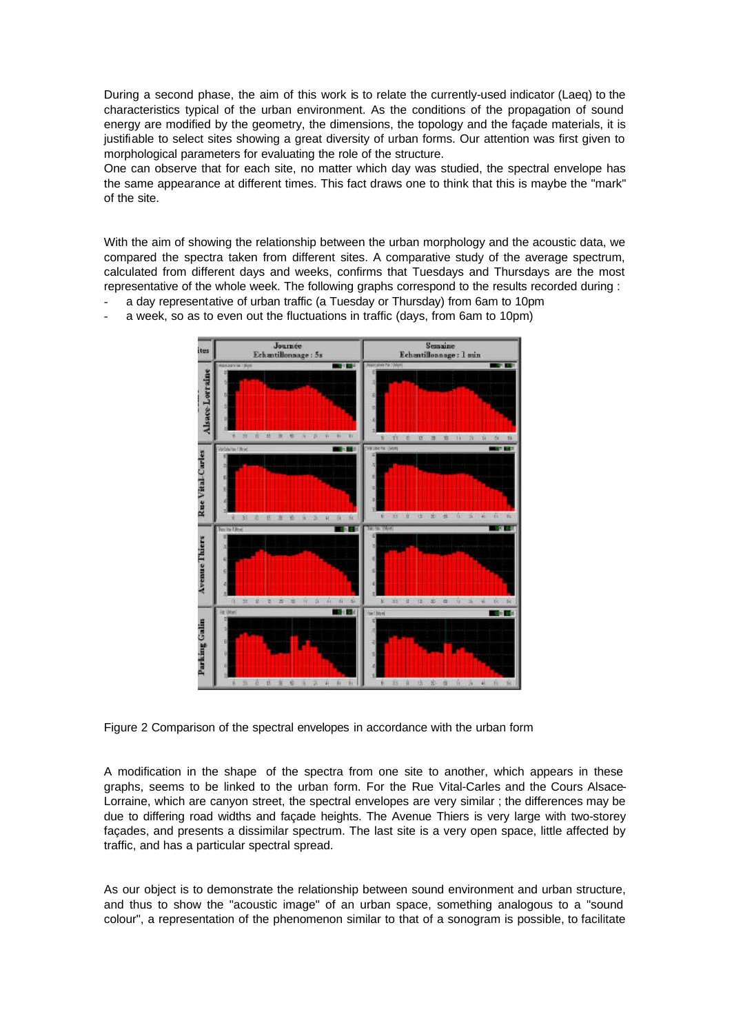During a second phase, the aim of this work is to relate the currently-used indicator (Laeq) to the characteristics typical of the urban environment. As the conditions of the propagation of sound energy are modified by the geometry, the dimensions, the topology and the façade materials, it is justifiable to select sites showing a great diversity of urban forms. Our attention was first given to morphological parameters for evaluating the role of the structure.

One can observe that for each site, no matter which day was studied, the spectral envelope has the same appearance at different times. This fact draws one to think that this is maybe the "mark" of the site.

With the aim of showing the relationship between the urban morphology and the acoustic data, we compared the spectra taken from different sites. A comparative study of the average spectrum, calculated from different days and weeks, confirms that Tuesdays and Thursdays are the most representative of the whole week. The following graphs correspond to the results recorded during :

- a day representative of urban traffic (a Tuesday or Thursday) from 6am to 10pm
- a week, so as to even out the fluctuations in traffic (days, from 6am to 10pm)

Figure 2 Comparison of the spectral envelopes in accordance with the urban form

A modification in the shape of the spectra from one site to another, which appears in these graphs, seems to be linked to the urban form. For the Rue Vital-Carles and the Cours Alsace-Lorraine, which are canyon street, the spectral envelopes are very similar ; the differences may be due to differing road widths and façade heights. The Avenue Thiers is very large with two-storey façades, and presents a dissimilar spectrum. The last site is a very open space, little affected by traffic, and has a particular spectral spread.

As our object is to demonstrate the relationship between sound environment and urban structure, and thus to show the "acoustic image" of an urban space, something analogous to a "sound colour", a representation of the phenomenon similar to that of a sonogram is possible, to facilitate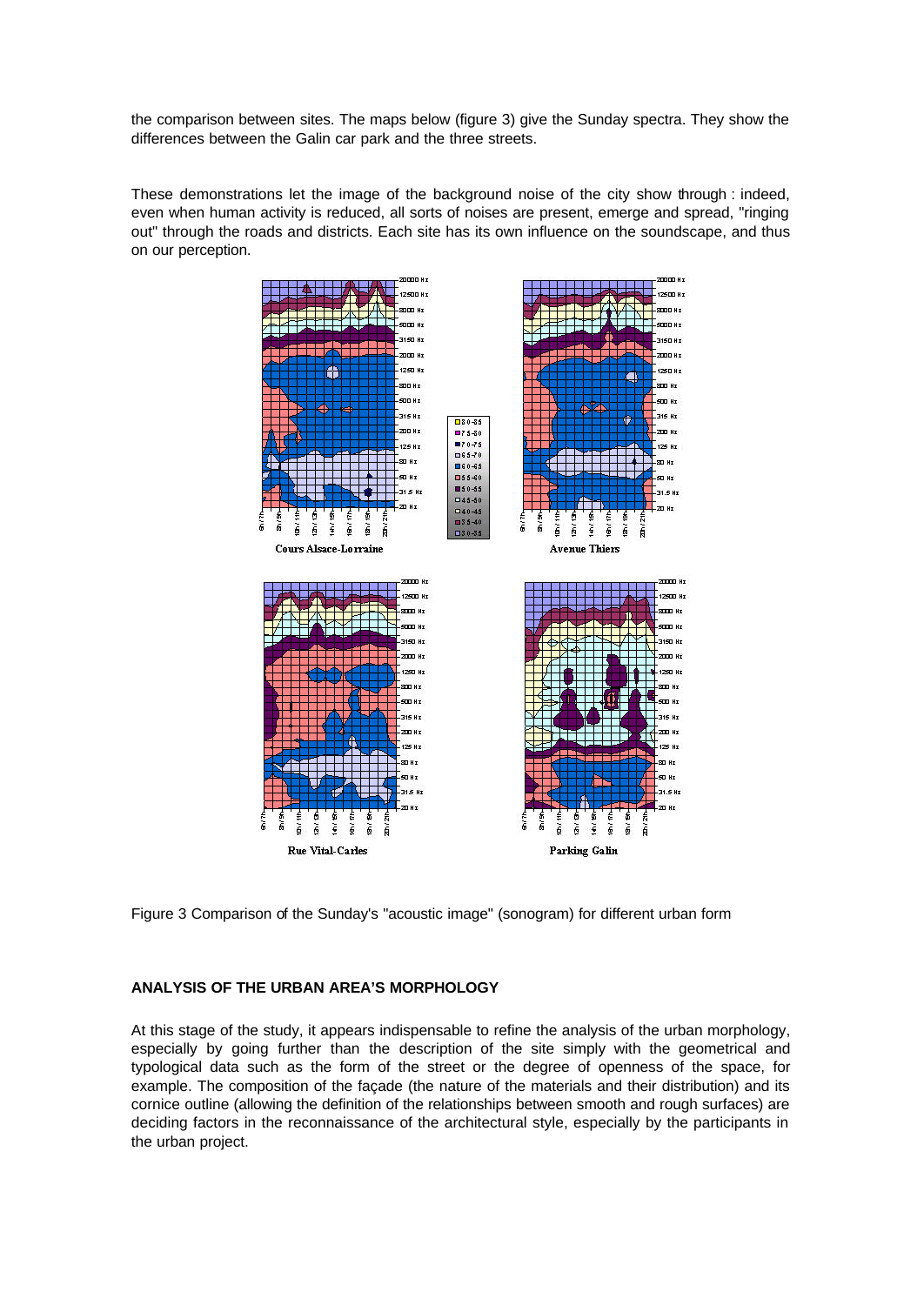the comparison between sites. The maps below (figure 3) give the Sunday spectra. They show the differences between the Galin car park and the three streets.

These demonstrations let the image of the background noise of the city show through : indeed, even when human activity is reduced, all sorts of noises are present, emerge and spread, "ringing out" through the roads and districts. Each site has its own influence on the soundscape, and thus on our perception.

Figure 3 Comparison of the Sunday's "acoustic image" (sonogram) for different urban form

## ANALYSIS OF THE URBAN AREA'S MORPHOLOGY

At this stage of the study, it appears indispensable to refine the analysis of the urban morphology, especially by going further than the description of the site simply with the geometrical and typological data such as the form of the street or the degree of openness of the space, for example. The composition of the façade (the nature of the materials and their distribution) and its cornice outline (allowing the definition of the relationships between smooth and rough surfaces) are deciding factors in the reconnaissance of the architectural style, especially by the participants in the urban project.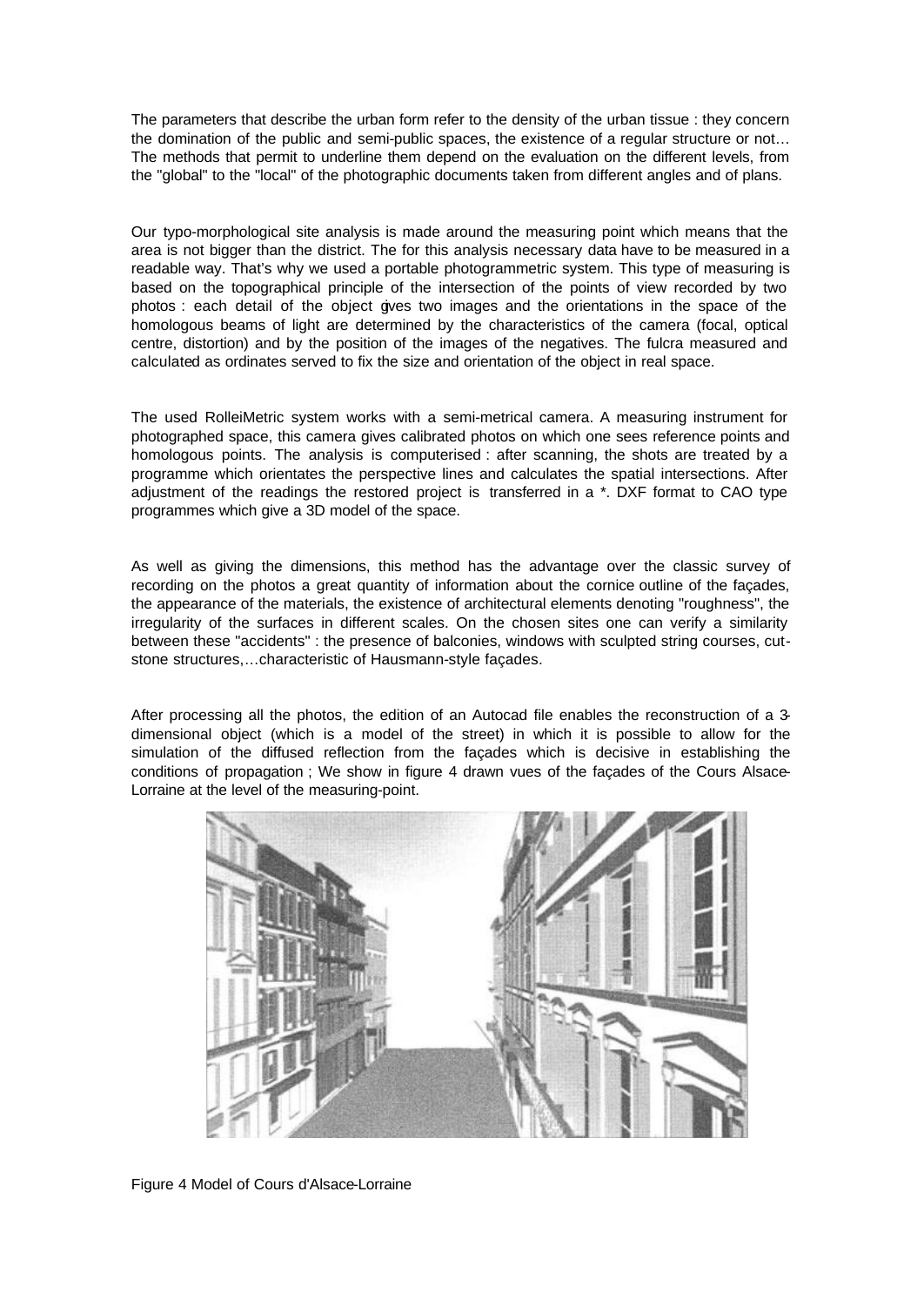The parameters that describe the urban form refer to the density of the urban tissue : they concern the domination of the public and semi-public spaces, the existence of a regular structure or not… The methods that permit to underline them depend on the evaluation on the different levels, from the "global" to the "local" of the photographic documents taken from different angles and of plans.

Our typo-morphological site analysis is made around the measuring point which means that the area is not bigger than the district. The for this analysis necessary data have to be measured in a readable way. That's why we used a portable photogrammetric system. This type of measuring is based on the topographical principle of the intersection of the points of view recorded by two photos : each detail of the object gives two images and the orientations in the space of the homologous beams of light are determined by the characteristics of the camera (focal, optical centre, distortion) and by the position of the images of the negatives. The fulcra measured and calculated as ordinates served to fix the size and orientation of the object in real space.

The used RolleiMetric system works with a semi-metrical camera. A measuring instrument for photographed space, this camera gives calibrated photos on which one sees reference points and homologous points. The analysis is computerised : after scanning, the shots are treated by a programme which orientates the perspective lines and calculates the spatial intersections. After adjustment of the readings the restored project is transferred in a *. DXF format to CAO type programmes which give a 3D model of the space.

As well as giving the dimensions, this method has the advantage over the classic survey of recording on the photos a great quantity of information about the cornice outline of the façades, the appearance of the materials, the existence of architectural elements denoting "roughness", the irregularity of the surfaces in different scales. On the chosen sites one can verify a similarity between these "accidents" : the presence of balconies, windows with sculpted string courses, cut-stone structures,…characteristic of Hausmann-style façades.

After processing all the photos, the edition of an Autocad file enables the reconstruction of a 3-dimensional object (which is a model of the street) in which it is possible to allow for the simulation of the diffused reflection from the façades which is decisive in establishing the conditions of propagation ; We show in figure 4 drawn vues of the façades of the Cours Alsace-Lorraine at the level of the measuring-point.

Figure 4 Model of Cours d'Alsace-Lorraine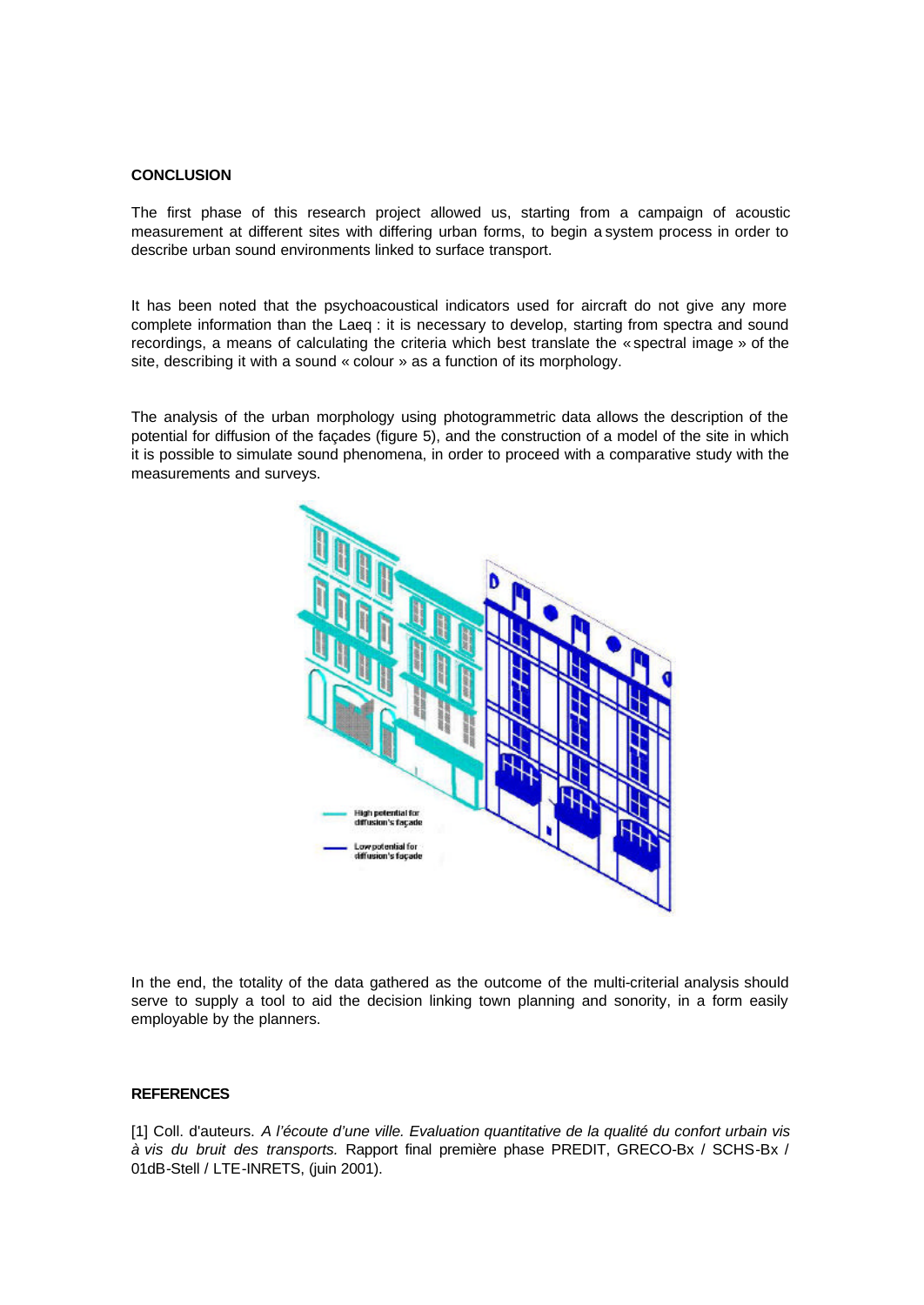**CONCLUSION**

The first phase of this research project allowed us, starting from a campaign of acoustic measurement at different sites with differing urban forms, to begin a system process in order to describe urban sound environments linked to surface transport.

It has been noted that the psychoacoustical indicators used for aircraft do not give any more complete information than the Laeq : it is necessary to develop, starting from spectra and sound recordings, a means of calculating the criteria which best translate the « spectral image » of the site, describing it with a sound « colour » as a function of its morphology.

The analysis of the urban morphology using photogrammetric data allows the description of the potential for diffusion of the façades (figure 5), and the construction of a model of the site in which it is possible to simulate sound phenomena, in order to proceed with a comparative study with the measurements and surveys.

In the end, the totality of the data gathered as the outcome of the multi-criterial analysis should serve to supply a tool to aid the decision linking town planning and sonority, in a form easily employable by the planners.

**REFERENCES**

[1] Coll. d'auteurs. *A l'écoute d'une ville. Evaluation quantitative de la qualité du confort urbain vis à vis du bruit des transports.* Rapport final première phase PREDIT, GRECO-Bx / SCHS-Bx / 01dB-Stell / LTE-INRETS, (juin 2001).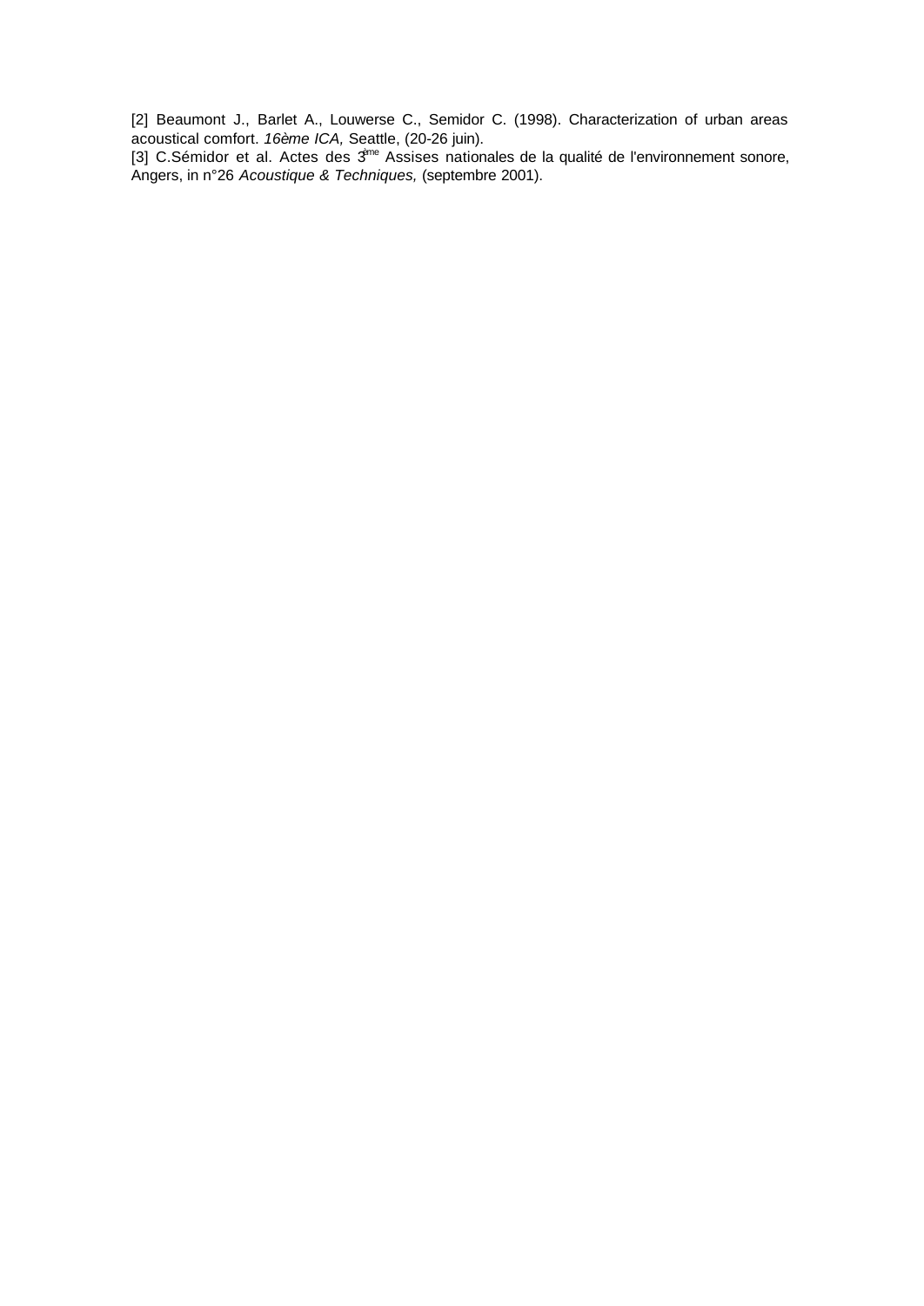[2] Beaumont J., Barlet A., Louwerse C., Semidor C. (1998). Characterization of urban areas acoustical comfort. *16ème ICA,* Seattle, (20-26 juin).

[3] C.Sémidor et al. Actes des 3[ème] Assises nationales de la qualité de l'environnement sonore, Angers, in n°26 *Acoustique & Techniques,* (septembre 2001).